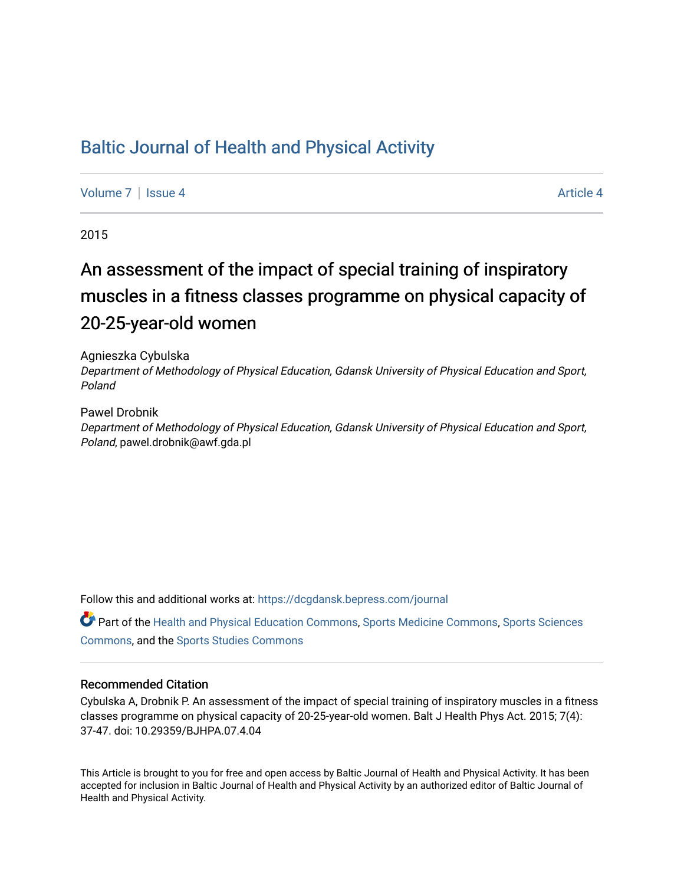# Baltic Journal of Health and Physical Activity

Volume 7 | Issue 4 Article 4

2015

## An assessment of the impact of special training of inspiratory muscles in a fitness classes programme on physical capacity of 20-25-year-old women

Agnieszka Cybulska
*Department of Methodology of Physical Education, Gdansk University of Physical Education and Sport, Poland*

Pawel Drobnik
*Department of Methodology of Physical Education, Gdansk University of Physical Education and Sport, Poland*, pawel.drobnik@awf.gda.pl

Follow this and additional works at: https://dcgdansk.bepress.com/journal

Part of the Health and Physical Education Commons, Sports Medicine Commons, Sports Sciences Commons, and the Sports Studies Commons

### Recommended Citation

Cybulska A, Drobnik P. An assessment of the impact of special training of inspiratory muscles in a fitness classes programme on physical capacity of 20-25-year-old women. Balt J Health Phys Act. 2015; 7(4): 37-47. doi: 10.29359/BJHPA.07.4.04

This Article is brought to you for free and open access by Baltic Journal of Health and Physical Activity. It has been accepted for inclusion in Baltic Journal of Health and Physical Activity by an authorized editor of Baltic Journal of Health and Physical Activity.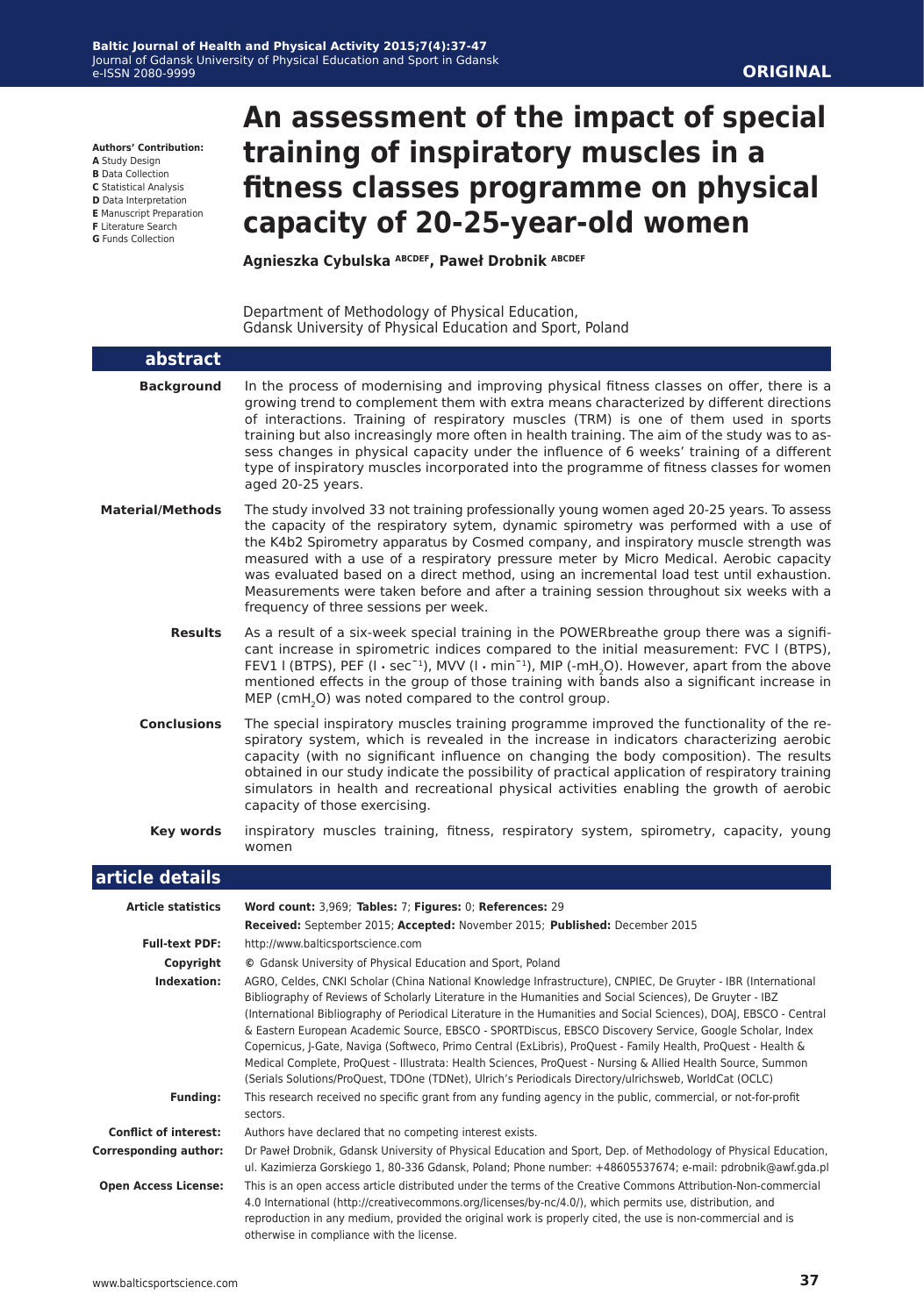**ORIGINAL**

# An assessment of the impact of special training of inspiratory muscles in a fitness classes programme on physical capacity of 20-25-year-old women

**Authors' Contribution:**
**A** Study Design
**B** Data Collection
**C** Statistical Analysis
**D** Data Interpretation
**E** Manuscript Preparation
**F** Literature Search
**G** Funds Collection

**Agnieszka Cybulska** [ABCDEF], **Paweł Drobnik** [ABCDEF]

Department of Methodology of Physical Education,
Gdansk University of Physical Education and Sport, Poland

## abstract

**Background**

In the process of modernising and improving physical fitness classes on offer, there is a growing trend to complement them with extra means characterized by different directions of interactions. Training of respiratory muscles (TRM) is one of them used in sports training but also increasingly more often in health training. The aim of the study was to assess changes in physical capacity under the influence of 6 weeks' training of a different type of inspiratory muscles incorporated into the programme of fitness classes for women aged 20-25 years.

**Material/Methods**

The study involved 33 not training professionally young women aged 20-25 years. To assess the capacity of the respiratory sytem, dynamic spirometry was performed with a use of the K4b2 Spirometry apparatus by Cosmed company, and inspiratory muscle strength was measured with a use of a respiratory pressure meter by Micro Medical. Aerobic capacity was evaluated based on a direct method, using an incremental load test until exhaustion. Measurements were taken before and after a training session throughout six weeks with a frequency of three sessions per week.

**Results**

As a result of a six-week special training in the POWERbreathe group there was a significant increase in spirometric indices compared to the initial measurement: FVC l (BTPS), FEV1 l (BTPS), PEF ($l \cdot sec^{-1}$), MVV ($l \cdot min^{-1}$), MIP ($-mH_2O$). However, apart from the above mentioned effects in the group of those training with bands also a significant increase in MEP ($cmH_2O$) was noted compared to the control group.

**Conclusions**

The special inspiratory muscles training programme improved the functionality of the respiratory system, which is revealed in the increase in indicators characterizing aerobic capacity (with no significant influence on changing the body composition). The results obtained in our study indicate the possibility of practical application of respiratory training simulators in health and recreational physical activities enabling the growth of aerobic capacity of those exercising.

**Key words**

inspiratory muscles training, fitness, respiratory system, spirometry, capacity, young women

## article details

**Article statistics**
**Word count:** 3,969; **Tables:** 7; **Figures:** 0; **References:** 29
**Received:** September 2015; **Accepted:** November 2015; **Published:** December 2015

**Full-text PDF:** http://www.balticsportscience.com

**Copyright** © Gdansk University of Physical Education and Sport, Poland

**Indexation:** AGRO, Celdes, CNKI Scholar (China National Knowledge Infrastructure), CNPIEC, De Gruyter - IBR (International Bibliography of Reviews of Scholarly Literature in the Humanities and Social Sciences), De Gruyter - IBZ (International Bibliography of Periodical Literature in the Humanities and Social Sciences), DOAJ, EBSCO - Central & Eastern European Academic Source, EBSCO - SPORTDiscus, EBSCO Discovery Service, Google Scholar, Index Copernicus, J-Gate, Naviga (Softweco, Primo Central (ExLibris), ProQuest - Family Health, ProQuest - Health & Medical Complete, ProQuest - Illustrata: Health Sciences, ProQuest - Nursing & Allied Health Source, Summon (Serials Solutions/ProQuest, TDOne (TDNet), Ulrich's Periodicals Directory/ulrichsweb, WorldCat (OCLC)

**Funding:** This research received no specific grant from any funding agency in the public, commercial, or not-for-profit sectors.

**Conflict of interest:** Authors have declared that no competing interest exists.

**Corresponding author:** Dr Paweł Drobnik, Gdansk University of Physical Education and Sport, Dep. of Methodology of Physical Education, ul. Kazimierza Gorskiego 1, 80-336 Gdansk, Poland; Phone number: +48605537674; e-mail: pdrobnik@awf.gda.pl

**Open Access License:** This is an open access article distributed under the terms of the Creative Commons Attribution-Non-commercial 4.0 International (http://creativecommons.org/licenses/by-nc/4.0/), which permits use, distribution, and reproduction in any medium, provided the original work is properly cited, the use is non-commercial and is otherwise in compliance with the license.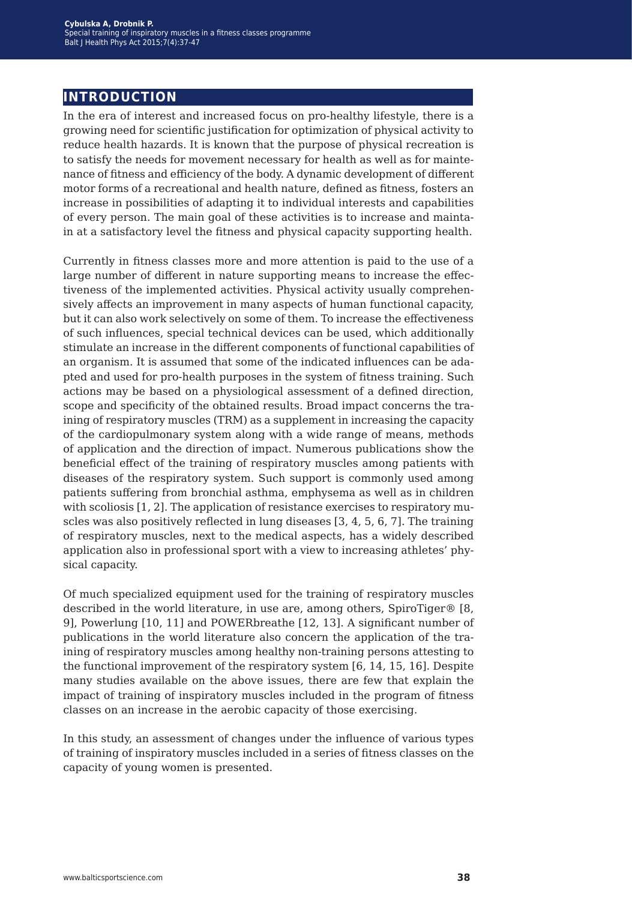# INTRODUCTION

In the era of interest and increased focus on pro-healthy lifestyle, there is a growing need for scientific justification for optimization of physical activity to reduce health hazards. It is known that the purpose of physical recreation is to satisfy the needs for movement necessary for health as well as for maintenance of fitness and efficiency of the body. A dynamic development of different motor forms of a recreational and health nature, defined as fitness, fosters an increase in possibilities of adapting it to individual interests and capabilities of every person. The main goal of these activities is to increase and maintain at a satisfactory level the fitness and physical capacity supporting health.

Currently in fitness classes more and more attention is paid to the use of a large number of different in nature supporting means to increase the effectiveness of the implemented activities. Physical activity usually comprehensively affects an improvement in many aspects of human functional capacity, but it can also work selectively on some of them. To increase the effectiveness of such influences, special technical devices can be used, which additionally stimulate an increase in the different components of functional capabilities of an organism. It is assumed that some of the indicated influences can be adapted and used for pro-health purposes in the system of fitness training. Such actions may be based on a physiological assessment of a defined direction, scope and specificity of the obtained results. Broad impact concerns the training of respiratory muscles (TRM) as a supplement in increasing the capacity of the cardiopulmonary system along with a wide range of means, methods of application and the direction of impact. Numerous publications show the beneficial effect of the training of respiratory muscles among patients with diseases of the respiratory system. Such support is commonly used among patients suffering from bronchial asthma, emphysema as well as in children with scoliosis [1, 2]. The application of resistance exercises to respiratory muscles was also positively reflected in lung diseases [3, 4, 5, 6, 7]. The training of respiratory muscles, next to the medical aspects, has a widely described application also in professional sport with a view to increasing athletes' physical capacity.

Of much specialized equipment used for the training of respiratory muscles described in the world literature, in use are, among others, SpiroTiger® [8, 9], Powerlung [10, 11] and POWERbreathe [12, 13]. A significant number of publications in the world literature also concern the application of the training of respiratory muscles among healthy non-training persons attesting to the functional improvement of the respiratory system [6, 14, 15, 16]. Despite many studies available on the above issues, there are few that explain the impact of training of inspiratory muscles included in the program of fitness classes on an increase in the aerobic capacity of those exercising.

In this study, an assessment of changes under the influence of various types of training of inspiratory muscles included in a series of fitness classes on the capacity of young women is presented.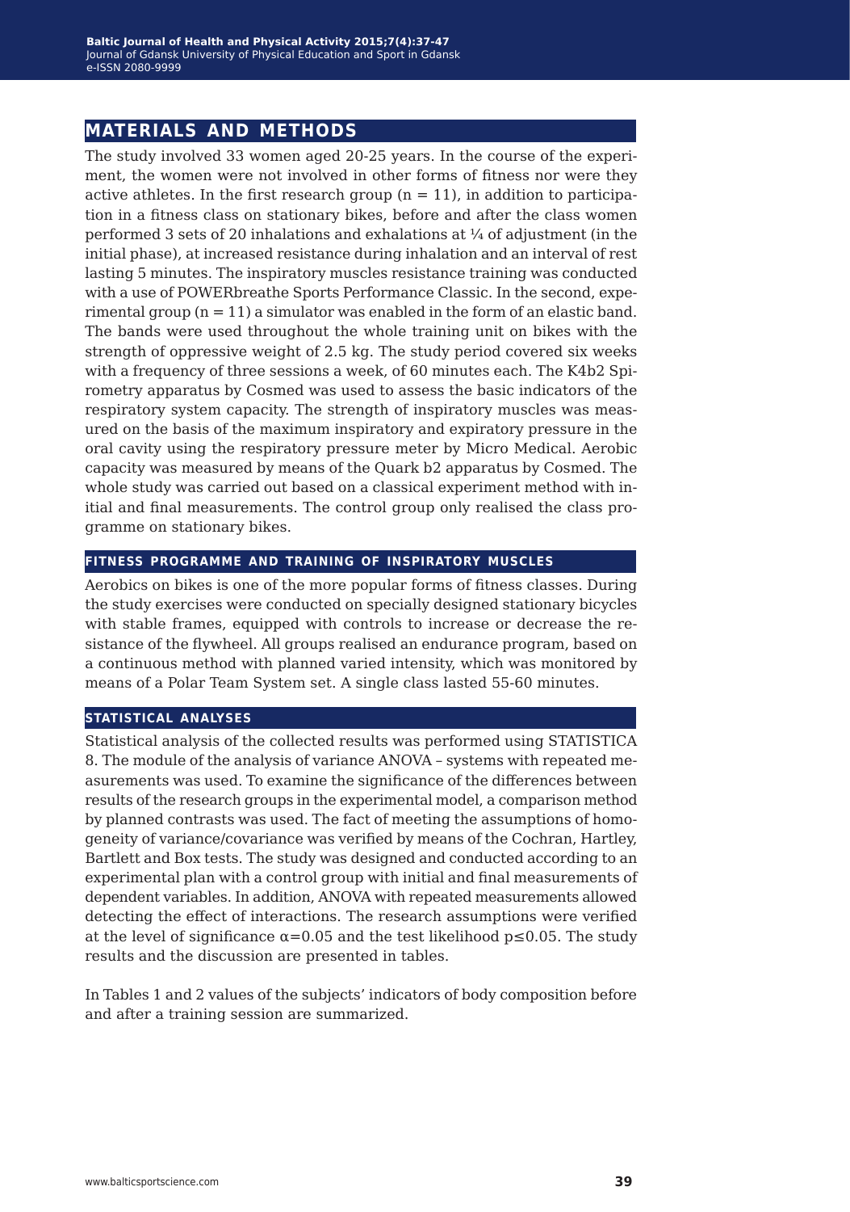## MATERIALS AND METHODS

The study involved 33 women aged 20-25 years. In the course of the experiment, the women were not involved in other forms of fitness nor were they active athletes. In the first research group (n = 11), in addition to participation in a fitness class on stationary bikes, before and after the class women performed 3 sets of 20 inhalations and exhalations at ¼ of adjustment (in the initial phase), at increased resistance during inhalation and an interval of rest lasting 5 minutes. The inspiratory muscles resistance training was conducted with a use of POWERbreathe Sports Performance Classic. In the second, experimental group (n = 11) a simulator was enabled in the form of an elastic band. The bands were used throughout the whole training unit on bikes with the strength of oppressive weight of 2.5 kg. The study period covered six weeks with a frequency of three sessions a week, of 60 minutes each. The K4b2 Spirometry apparatus by Cosmed was used to assess the basic indicators of the respiratory system capacity. The strength of inspiratory muscles was measured on the basis of the maximum inspiratory and expiratory pressure in the oral cavity using the respiratory pressure meter by Micro Medical. Aerobic capacity was measured by means of the Quark b2 apparatus by Cosmed. The whole study was carried out based on a classical experiment method with initial and final measurements. The control group only realised the class programme on stationary bikes.

### FITNESS PROGRAMME AND TRAINING OF INSPIRATORY MUSCLES

Aerobics on bikes is one of the more popular forms of fitness classes. During the study exercises were conducted on specially designed stationary bicycles with stable frames, equipped with controls to increase or decrease the resistance of the flywheel. All groups realised an endurance program, based on a continuous method with planned varied intensity, which was monitored by means of a Polar Team System set. A single class lasted 55-60 minutes.

### STATISTICAL ANALYSES

Statistical analysis of the collected results was performed using STATISTICA 8. The module of the analysis of variance ANOVA – systems with repeated measurements was used. To examine the significance of the differences between results of the research groups in the experimental model, a comparison method by planned contrasts was used. The fact of meeting the assumptions of homogeneity of variance/covariance was verified by means of the Cochran, Hartley, Bartlett and Box tests. The study was designed and conducted according to an experimental plan with a control group with initial and final measurements of dependent variables. In addition, ANOVA with repeated measurements allowed detecting the effect of interactions. The research assumptions were verified at the level of significance $\alpha=0.05$ and the test likelihood $p \leq 0.05$. The study results and the discussion are presented in tables.

In Tables 1 and 2 values of the subjects' indicators of body composition before and after a training session are summarized.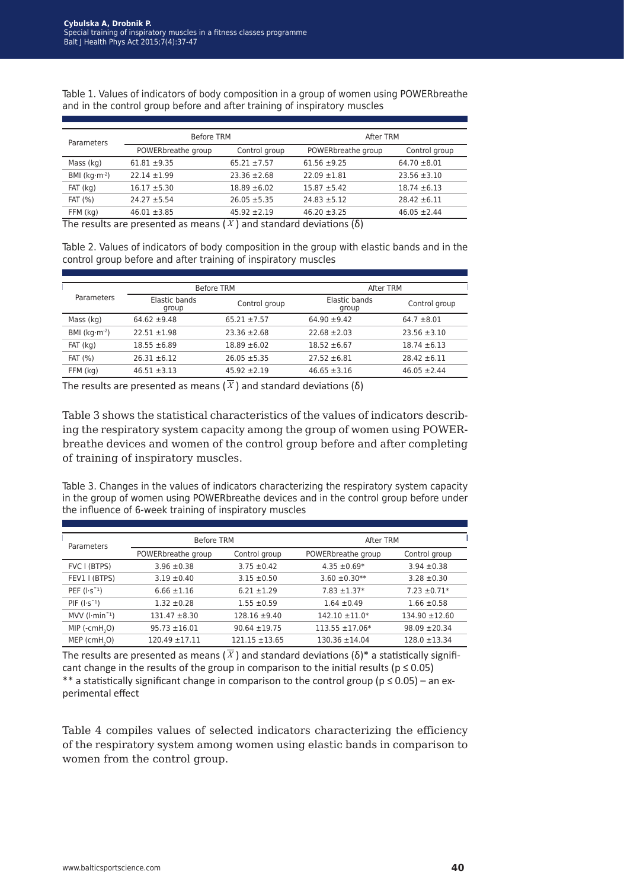Table 1. Values of indicators of body composition in a group of women using POWERbreathe and in the control group before and after training of inspiratory muscles

| Parameters | Before TRM | | After TRM | |
|---|---|---|---|---|
| | POWERbreathe group | Control group | POWERbreathe group | Control group |
| Mass (kg) | 61.81 ±9.35 | 65.21 ±7.57 | 61.56 ±9.25 | 64.70 ±8.01 |
| BMI ($kg \cdot m^{-2}$) | 22.14 ±1.99 | 23.36 ±2.68 | 22.09 ±1.81 | 23.56 ±3.10 |
| FAT (kg) | 16.17 ±5.30 | 18.89 ±6.02 | 15.87 ±5.42 | 18.74 ±6.13 |
| FAT (%) | 24.27 ±5.54 | 26.05 ±5.35 | 24.83 ±5.12 | 28.42 ±6.11 |
| FFM (kg) | 46.01 ±3.85 | 45.92 ±2.19 | 46.20 ±3.25 | 46.05 ±2.44 |

The results are presented as means ($\overline{X}$) and standard deviations (δ)

Table 2. Values of indicators of body composition in the group with elastic bands and in the control group before and after training of inspiratory muscles

| Parameters | Before TRM | | After TRM | |
|---|---|---|---|---|
| | Elastic bands group | Control group | Elastic bands group | Control group |
| Mass (kg) | 64.62 ±9.48 | 65.21 ±7.57 | 64.90 ±9.42 | 64.7 ±8.01 |
| BMI ($kg \cdot m^{-2}$) | 22.51 ±1.98 | 23.36 ±2.68 | 22.68 ±2.03 | 23.56 ±3.10 |
| FAT (kg) | 18.55 ±6.89 | 18.89 ±6.02 | 18.52 ±6.67 | 18.74 ±6.13 |
| FAT (%) | 26.31 ±6.12 | 26.05 ±5.35 | 27.52 ±6.81 | 28.42 ±6.11 |
| FFM (kg) | 46.51 ±3.13 | 45.92 ±2.19 | 46.65 ±3.16 | 46.05 ±2.44 |

The results are presented as means ($\overline{X}$) and standard deviations (δ)

Table 3 shows the statistical characteristics of the values of indicators describing the respiratory system capacity among the group of women using POWERbreathe devices and women of the control group before and after completing of training of inspiratory muscles.

Table 3. Changes in the values of indicators characterizing the respiratory system capacity in the group of women using POWERbreathe devices and in the control group before under the influence of 6-week training of inspiratory muscles

| Parameters | Before TRM | | After TRM | |
|---|---|---|---|---|
| | POWERbreathe group | Control group | POWERbreathe group | Control group |
| FVC l (BTPS) | 3.96 ±0.38 | 3.75 ±0.42 | 4.35 ±0.69* | 3.94 ±0.38 |
| FEV1 l (BTPS) | 3.19 ±0.40 | 3.15 ±0.50 | 3.60 ±0.30** | 3.28 ±0.30 |
| PEF ($l \cdot s^{-1}$) | 6.66 ±1.16 | 6.21 ±1.29 | 7.83 ±1.37* | 7.23 ±0.71* |
| PIF ($l \cdot s^{-1}$) | 1.32 ±0.28 | 1.55 ±0.59 | 1.64 ±0.49 | 1.66 ±0.58 |
| MVV ($l \cdot min^{-1}$) | 131.47 ±8.30 | 128.16 ±9.40 | 142.10 ±11.0* | 134.90 ±12.60 |
| MIP ($-cmH_2O$) | 95.73 ±16.01 | 90.64 ±19.75 | 113.55 ±17.06* | 98.09 ±20.34 |
| MEP ($cmH_2O$) | 120.49 ±17.11 | 121.15 ±13.65 | 130.36 ±14.04 | 128.0 ±13.34 |

The results are presented as means ($\overline{X}$) and standard deviations (δ)* a statistically significant change in the results of the group in comparison to the initial results ($p \leq 0.05$)
** a statistically significant change in comparison to the control group ($p \leq 0.05$) – an experimental effect

Table 4 compiles values of selected indicators characterizing the efficiency of the respiratory system among women using elastic bands in comparison to women from the control group.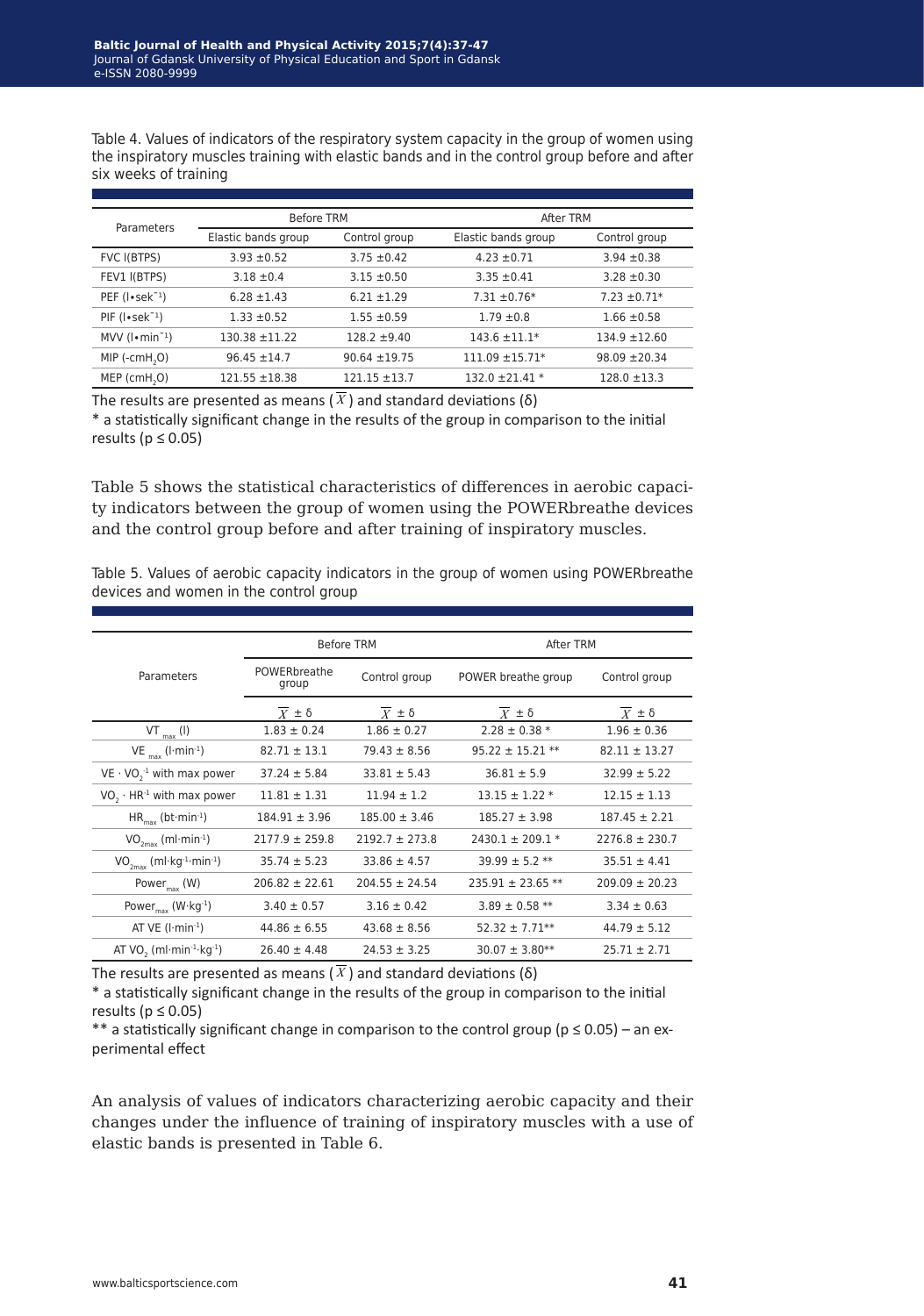Table 4. Values of indicators of the respiratory system capacity in the group of women using the inspiratory muscles training with elastic bands and in the control group before and after six weeks of training

| Parameters | Before TRM | | After TRM | |
|---|---|---|---|---|
| | Elastic bands group | Control group | Elastic bands group | Control group |
| FVC l(BTPS) | 3.93 ±0.52 | 3.75 ±0.42 | 4.23 ±0.71 | 3.94 ±0.38 |
| FEV1 l(BTPS) | 3.18 ±0.4 | 3.15 ±0.50 | 3.35 ±0.41 | 3.28 ±0.30 |
| PEF ($l \cdot sek^{-1}$) | 6.28 ±1.43 | 6.21 ±1.29 | 7.31 ±0.76* | 7.23 ±0.71* |
| PIF ($l \cdot sek^{-1}$) | 1.33 ±0.52 | 1.55 ±0.59 | 1.79 ±0.8 | 1.66 ±0.58 |
| MVV ($l \cdot min^{-1}$) | 130.38 ±11.22 | 128.2 ±9.40 | 143.6 ±11.1* | 134.9 ±12.60 |
| MIP (-cm$H_2O$) | 96.45 ±14.7 | 90.64 ±19.75 | 111.09 ±15.71* | 98.09 ±20.34 |
| MEP (cm$H_2O$) | 121.55 ±18.38 | 121.15 ±13.7 | 132.0 ±21.41 * | 128.0 ±13.3 |

The results are presented as means ($\overline{X}$) and standard deviations (δ)

* a statistically significant change in the results of the group in comparison to the initial results ($p \leq 0.05$)

Table 5 shows the statistical characteristics of differences in aerobic capacity indicators between the group of women using the POWERbreathe devices and the control group before and after training of inspiratory muscles.

Table 5. Values of aerobic capacity indicators in the group of women using POWERbreathe devices and women in the control group

| Parameters | Before TRM | | After TRM | |
|---|---|---|---|---|
| | POWERbreathe group | Control group | POWER breathe group | Control group |
| | $\overline{X}$ ± δ | $\overline{X}$ ± δ | $\overline{X}$ ± δ | $\overline{X}$ ± δ |
| $VT_{max}$ (l) | 1.83 ± 0.24 | 1.86 ± 0.27 | 2.28 ± 0.38 * | 1.96 ± 0.36 |
| $VE_{max}$ ($l \cdot min^{-1}$) | 82.71 ± 13.1 | 79.43 ± 8.56 | 95.22 ± 15.21 ** | 82.11 ± 13.27 |
| $VE \cdot VO_2^{-1}$ with max power | 37.24 ± 5.84 | 33.81 ± 5.43 | 36.81 ± 5.9 | 32.99 ± 5.22 |
| $VO_2 \cdot HR^{-1}$ with max power | 11.81 ± 1.31 | 11.94 ± 1.2 | 13.15 ± 1.22 * | 12.15 ± 1.13 |
| $HR_{max}$ ($bt \cdot min^{-1}$) | 184.91 ± 3.96 | 185.00 ± 3.46 | 185.27 ± 3.98 | 187.45 ± 2.21 |
| $VO_{2max}$ ($ml \cdot min^{-1}$) | 2177.9 ± 259.8 | 2192.7 ± 273.8 | 2430.1 ± 209.1 * | 2276.8 ± 230.7 |
| $VO_{2max}$ ($ml \cdot kg^{-1} \cdot min^{-1}$) | 35.74 ± 5.23 | 33.86 ± 4.57 | 39.99 ± 5.2 ** | 35.51 ± 4.41 |
| $Power_{max}$ (W) | 206.82 ± 22.61 | 204.55 ± 24.54 | 235.91 ± 23.65 ** | 209.09 ± 20.23 |
| $Power_{max}$ ($W \cdot kg^{-1}$) | 3.40 ± 0.57 | 3.16 ± 0.42 | 3.89 ± 0.58 ** | 3.34 ± 0.63 |
| AT VE ($l \cdot min^{-1}$) | 44.86 ± 6.55 | 43.68 ± 8.56 | 52.32 ± 7.71** | 44.79 ± 5.12 |
| AT $VO_2$ ($ml \cdot min^{-1} \cdot kg^{-1}$) | 26.40 ± 4.48 | 24.53 ± 3.25 | 30.07 ± 3.80** | 25.71 ± 2.71 |

The results are presented as means ($\overline{X}$) and standard deviations (δ)

* a statistically significant change in the results of the group in comparison to the initial results ($p \leq 0.05$)

** a statistically significant change in comparison to the control group ($p \leq 0.05$) – an experimental effect

An analysis of values of indicators characterizing aerobic capacity and their changes under the influence of training of inspiratory muscles with a use of elastic bands is presented in Table 6.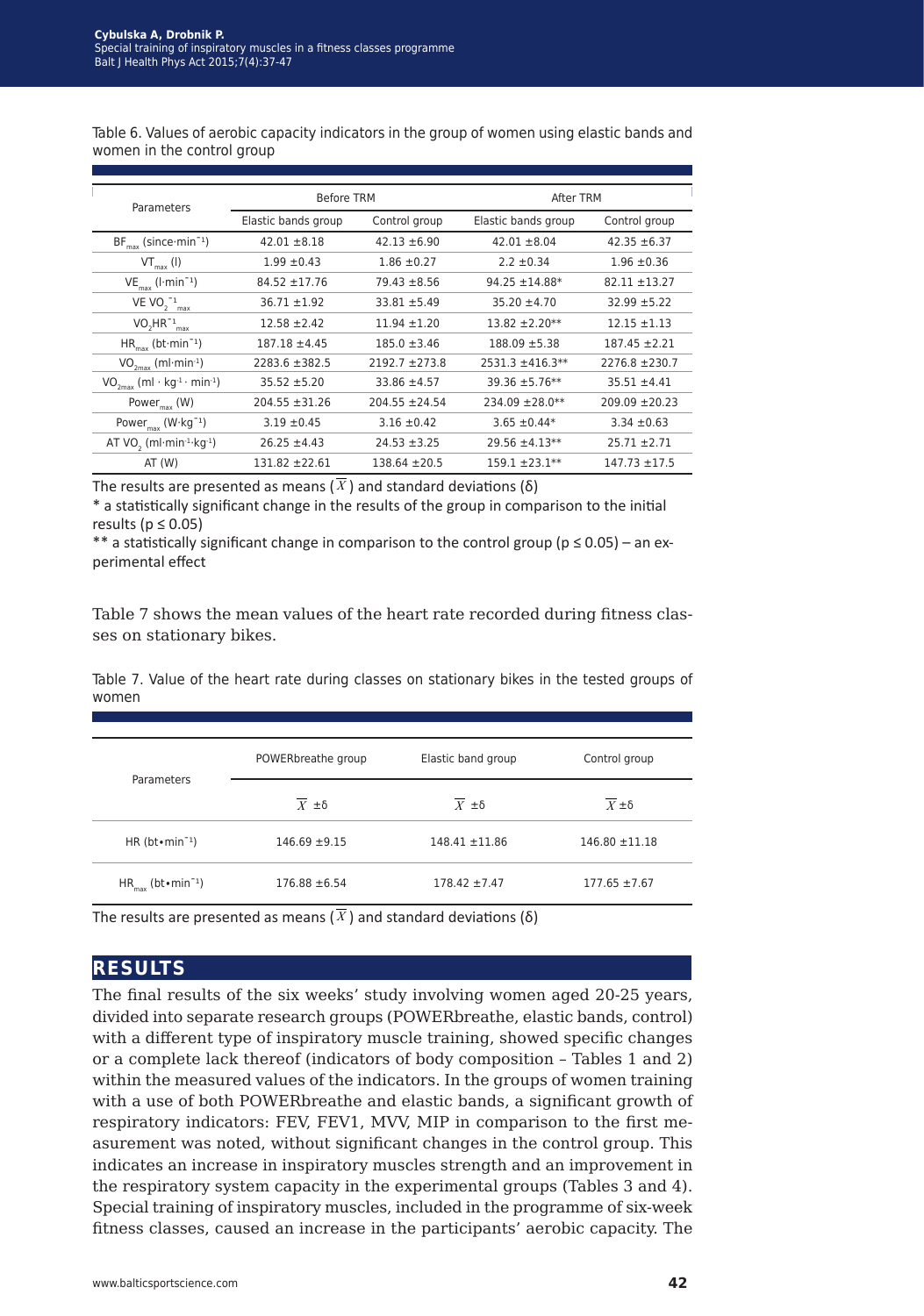Table 6. Values of aerobic capacity indicators in the group of women using elastic bands and women in the control group

| Parameters | Before TRM | | After TRM | |
|---|---|---|---|---|
| | Elastic bands group | Control group | Elastic bands group | Control group |
| $BF_{max}$ (since·$min^{-1}$) | 42.01 ±8.18 | 42.13 ±6.90 | 42.01 ±8.04 | 42.35 ±6.37 |
| $VT_{max}$ (l) | 1.99 ±0.43 | 1.86 ±0.27 | 2.2 ±0.34 | 1.96 ±0.36 |
| $VE_{max}$ (l·$min^{-1}$) | 84.52 ±17.76 | 79.43 ±8.56 | 94.25 ±14.88* | 82.11 ±13.27 |
| VE $VO_2{}^{-1}{}_{max}$ | 36.71 ±1.92 | 33.81 ±5.49 | 35.20 ±4.70 | 32.99 ±5.22 |
| $VO_2HR^{-1}{}_{max}$ | 12.58 ±2.42 | 11.94 ±1.20 | 13.82 ±2.20** | 12.15 ±1.13 |
| $HR_{max}$ (bt·$min^{-1}$) | 187.18 ±4.45 | 185.0 ±3.46 | 188.09 ±5.38 | 187.45 ±2.21 |
| $VO_{2max}$ (ml·$min^{-1}$) | 2283.6 ±382.5 | 2192.7 ±273.8 | 2531.3 ±416.3** | 2276.8 ±230.7 |
| $VO_{2max}$ (ml · $kg^{-1}$ · $min^{-1}$) | 35.52 ±5.20 | 33.86 ±4.57 | 39.36 ±5.76** | 35.51 ±4.41 |
| $Power_{max}$ (W) | 204.55 ±31.26 | 204.55 ±24.54 | 234.09 ±28.0** | 209.09 ±20.23 |
| $Power_{max}$ (W·$kg^{-1}$) | 3.19 ±0.45 | 3.16 ±0.42 | 3.65 ±0.44* | 3.34 ±0.63 |
| AT $VO_2$ (ml·$min^{-1}$·$kg^{-1}$) | 26.25 ±4.43 | 24.53 ±3.25 | 29.56 ±4.13** | 25.71 ±2.71 |
| AT (W) | 131.82 ±22.61 | 138.64 ±20.5 | 159.1 ±23.1** | 147.73 ±17.5 |

The results are presented as means ($\overline{X}$) and standard deviations (δ)

\* a statistically significant change in the results of the group in comparison to the initial results ($p \leq 0.05$)

\** a statistically significant change in comparison to the control group ($p \leq 0.05$) – an experimental effect

Table 7 shows the mean values of the heart rate recorded during fitness classes on stationary bikes.

Table 7. Value of the heart rate during classes on stationary bikes in the tested groups of women

| Parameters | POWERbreathe group | Elastic band group | Control group |
|---|---|---|---|
| | $\overline{X}$ ±δ | $\overline{X}$ ±δ | $\overline{X}$ ±δ |
| HR (bt•$min^{-1}$) | 146.69 ±9.15 | 148.41 ±11.86 | 146.80 ±11.18 |
| $HR_{max}$ (bt•$min^{-1}$) | 176.88 ±6.54 | 178.42 ±7.47 | 177.65 ±7.67 |

The results are presented as means ($\overline{X}$) and standard deviations (δ)

## RESULTS

The final results of the six weeks' study involving women aged 20-25 years, divided into separate research groups (POWERbreathe, elastic bands, control) with a different type of inspiratory muscle training, showed specific changes or a complete lack thereof (indicators of body composition – Tables 1 and 2) within the measured values of the indicators. In the groups of women training with a use of both POWERbreathe and elastic bands, a significant growth of respiratory indicators: FEV, FEV1, MVV, MIP in comparison to the first measurement was noted, without significant changes in the control group. This indicates an increase in inspiratory muscles strength and an improvement in the respiratory system capacity in the experimental groups (Tables 3 and 4). Special training of inspiratory muscles, included in the programme of six-week fitness classes, caused an increase in the participants' aerobic capacity. The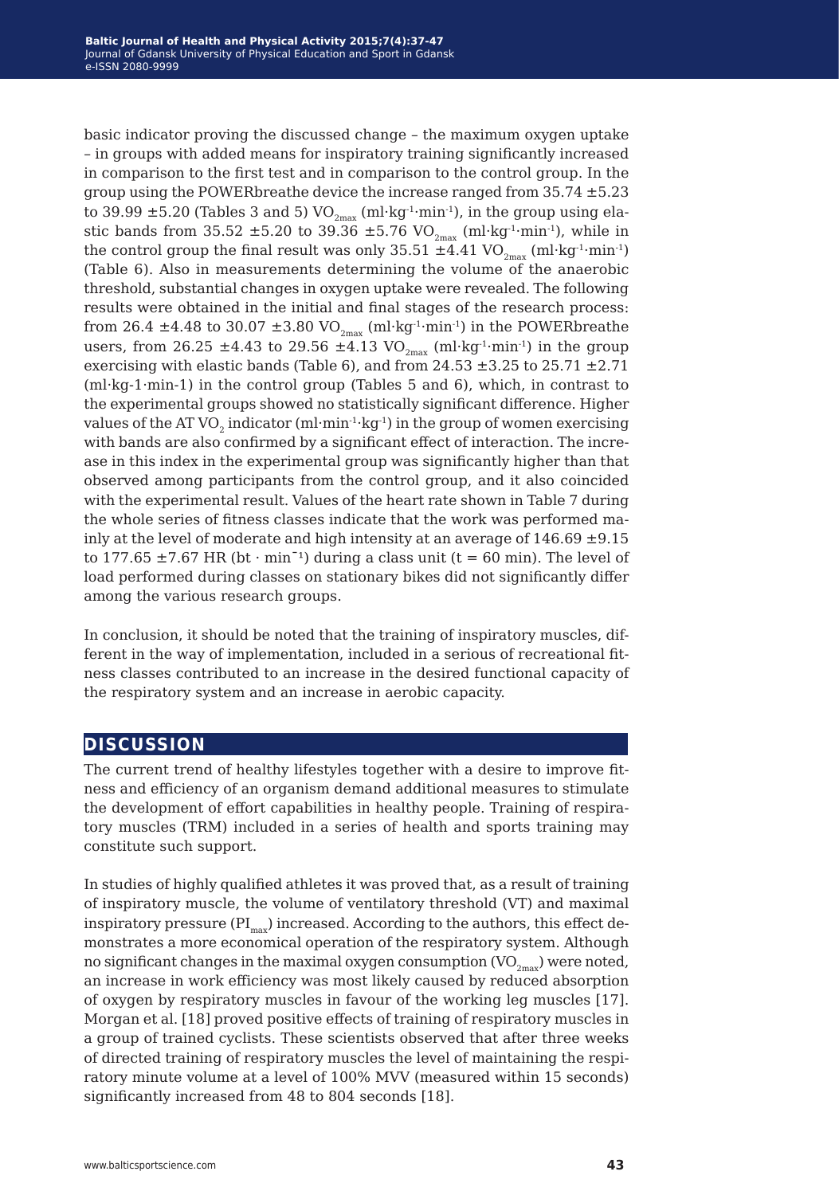basic indicator proving the discussed change – the maximum oxygen uptake – in groups with added means for inspiratory training significantly increased in comparison to the first test and in comparison to the control group. In the group using the POWERbreathe device the increase ranged from 35.74 ±5.23 to 39.99 ±5.20 (Tables 3 and 5) $VO_{2max}$ ($ml \cdot kg^{-1} \cdot min^{-1}$), in the group using elastic bands from 35.52 ±5.20 to 39.36 ±5.76 $VO_{2max}$ ($ml \cdot kg^{-1} \cdot min^{-1}$), while in the control group the final result was only 35.51 ±4.41 $VO_{2max}$ ($ml \cdot kg^{-1} \cdot min^{-1}$) (Table 6). Also in measurements determining the volume of the anaerobic threshold, substantial changes in oxygen uptake were revealed. The following results were obtained in the initial and final stages of the research process: from 26.4 ±4.48 to 30.07 ±3.80 $VO_{2max}$ ($ml \cdot kg^{-1} \cdot min^{-1}$) in the POWERbreathe users, from 26.25 ±4.43 to 29.56 ±4.13 $VO_{2max}$ ($ml \cdot kg^{-1} \cdot min^{-1}$) in the group exercising with elastic bands (Table 6), and from 24.53 ±3.25 to 25.71 ±2.71 (ml·kg-1·min-1) in the control group (Tables 5 and 6), which, in contrast to the experimental groups showed no statistically significant difference. Higher values of the AT $VO_2$ indicator ($ml \cdot min^{-1} \cdot kg^{-1}$) in the group of women exercising with bands are also confirmed by a significant effect of interaction. The increase in this index in the experimental group was significantly higher than that observed among participants from the control group, and it also coincided with the experimental result. Values of the heart rate shown in Table 7 during the whole series of fitness classes indicate that the work was performed mainly at the level of moderate and high intensity at an average of 146.69 ±9.15 to 177.65 ±7.67 HR ($bt \cdot min^{-1}$) during a class unit (t = 60 min). The level of load performed during classes on stationary bikes did not significantly differ among the various research groups.

In conclusion, it should be noted that the training of inspiratory muscles, different in the way of implementation, included in a serious of recreational fitness classes contributed to an increase in the desired functional capacity of the respiratory system and an increase in aerobic capacity.

## DISCUSSION

The current trend of healthy lifestyles together with a desire to improve fitness and efficiency of an organism demand additional measures to stimulate the development of effort capabilities in healthy people. Training of respiratory muscles (TRM) included in a series of health and sports training may constitute such support.

In studies of highly qualified athletes it was proved that, as a result of training of inspiratory muscle, the volume of ventilatory threshold (VT) and maximal inspiratory pressure ($PI_{max}$) increased. According to the authors, this effect demonstrates a more economical operation of the respiratory system. Although no significant changes in the maximal oxygen consumption ($VO_{2max}$) were noted, an increase in work efficiency was most likely caused by reduced absorption of oxygen by respiratory muscles in favour of the working leg muscles [17]. Morgan et al. [18] proved positive effects of training of respiratory muscles in a group of trained cyclists. These scientists observed that after three weeks of directed training of respiratory muscles the level of maintaining the respiratory minute volume at a level of 100% MVV (measured within 15 seconds) significantly increased from 48 to 804 seconds [18].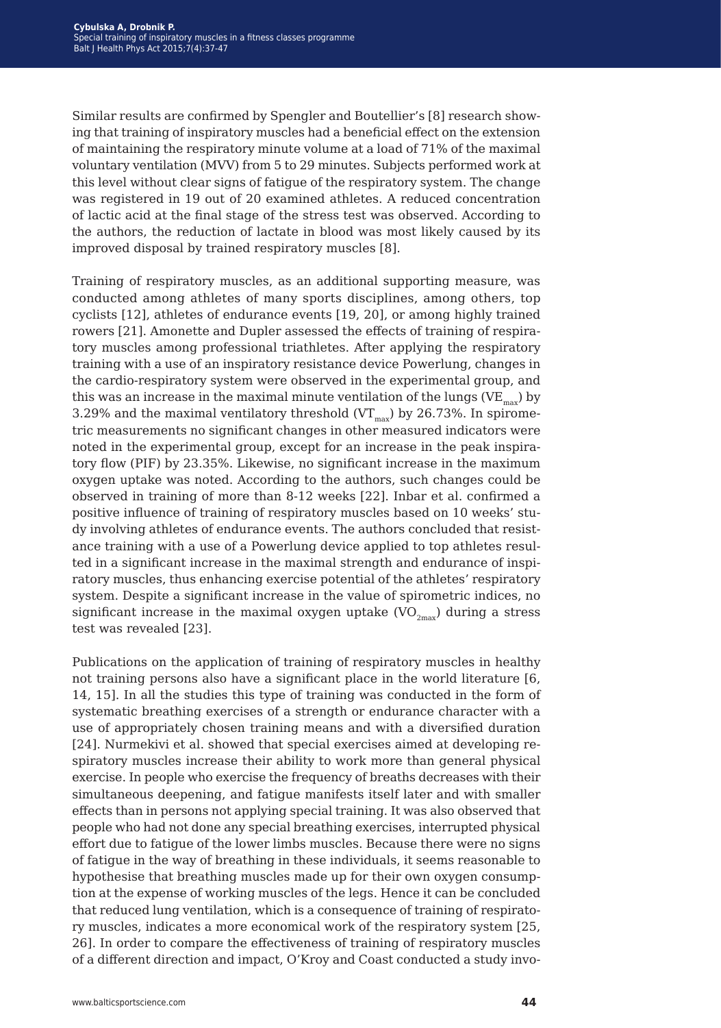Similar results are confirmed by Spengler and Boutellier's [8] research showing that training of inspiratory muscles had a beneficial effect on the extension of maintaining the respiratory minute volume at a load of 71% of the maximal voluntary ventilation (MVV) from 5 to 29 minutes. Subjects performed work at this level without clear signs of fatigue of the respiratory system. The change was registered in 19 out of 20 examined athletes. A reduced concentration of lactic acid at the final stage of the stress test was observed. According to the authors, the reduction of lactate in blood was most likely caused by its improved disposal by trained respiratory muscles [8].

Training of respiratory muscles, as an additional supporting measure, was conducted among athletes of many sports disciplines, among others, top cyclists [12], athletes of endurance events [19, 20], or among highly trained rowers [21]. Amonette and Dupler assessed the effects of training of respiratory muscles among professional triathletes. After applying the respiratory training with a use of an inspiratory resistance device Powerlung, changes in the cardio-respiratory system were observed in the experimental group, and this was an increase in the maximal minute ventilation of the lungs ($VE_{max}$) by 3.29% and the maximal ventilatory threshold ($VT_{max}$) by 26.73%. In spirometric measurements no significant changes in other measured indicators were noted in the experimental group, except for an increase in the peak inspiratory flow (PIF) by 23.35%. Likewise, no significant increase in the maximum oxygen uptake was noted. According to the authors, such changes could be observed in training of more than 8-12 weeks [22]. Inbar et al. confirmed a positive influence of training of respiratory muscles based on 10 weeks' study involving athletes of endurance events. The authors concluded that resistance training with a use of a Powerlung device applied to top athletes resulted in a significant increase in the maximal strength and endurance of inspiratory muscles, thus enhancing exercise potential of the athletes' respiratory system. Despite a significant increase in the value of spirometric indices, no significant increase in the maximal oxygen uptake ($VO_{2max}$) during a stress test was revealed [23].

Publications on the application of training of respiratory muscles in healthy not training persons also have a significant place in the world literature [6, 14, 15]. In all the studies this type of training was conducted in the form of systematic breathing exercises of a strength or endurance character with a use of appropriately chosen training means and with a diversified duration [24]. Nurmekivi et al. showed that special exercises aimed at developing respiratory muscles increase their ability to work more than general physical exercise. In people who exercise the frequency of breaths decreases with their simultaneous deepening, and fatigue manifests itself later and with smaller effects than in persons not applying special training. It was also observed that people who had not done any special breathing exercises, interrupted physical effort due to fatigue of the lower limbs muscles. Because there were no signs of fatigue in the way of breathing in these individuals, it seems reasonable to hypothesise that breathing muscles made up for their own oxygen consumption at the expense of working muscles of the legs. Hence it can be concluded that reduced lung ventilation, which is a consequence of training of respiratory muscles, indicates a more economical work of the respiratory system [25, 26]. In order to compare the effectiveness of training of respiratory muscles of a different direction and impact, O'Kroy and Coast conducted a study invo-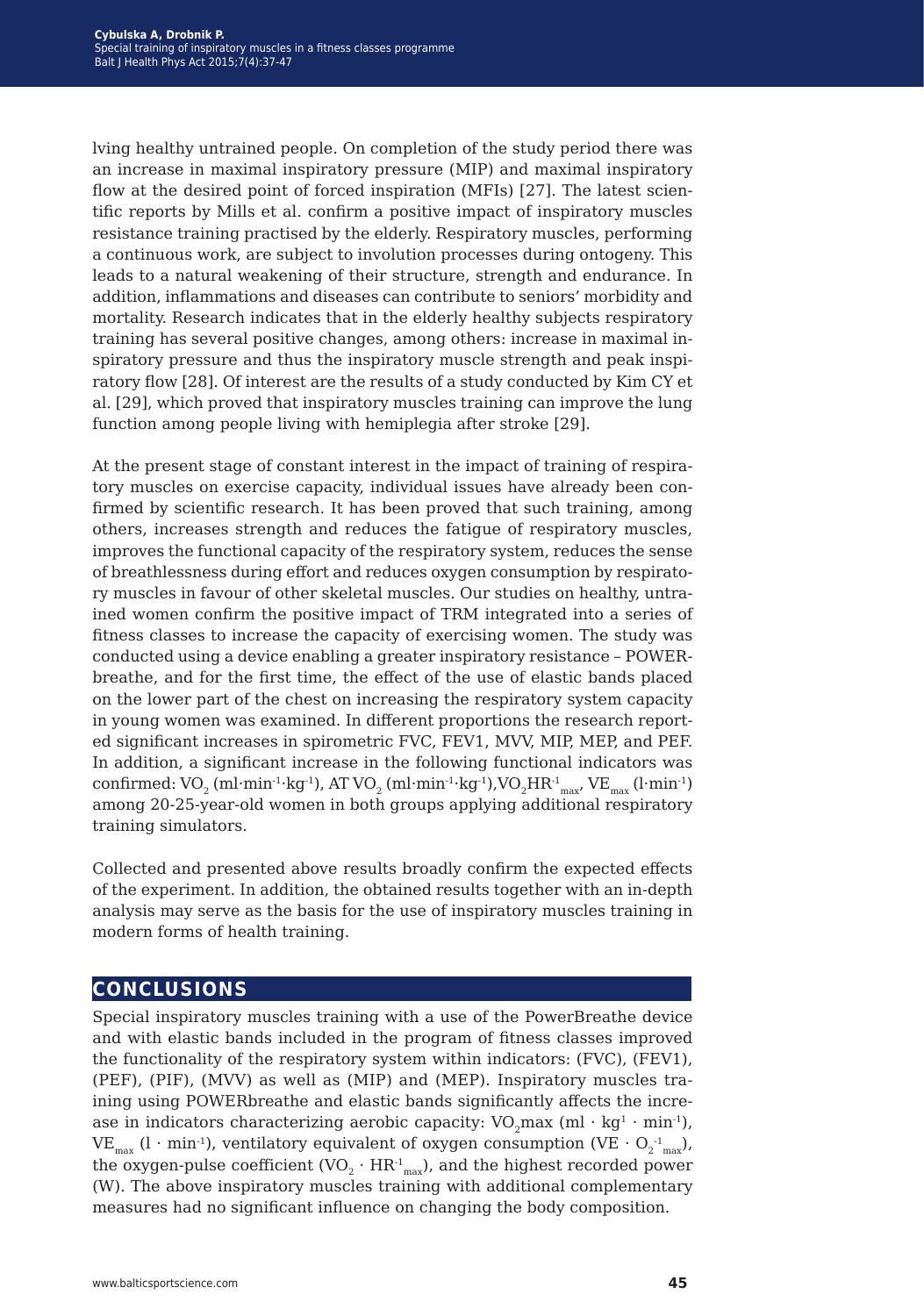lving healthy untrained people. On completion of the study period there was an increase in maximal inspiratory pressure (MIP) and maximal inspiratory flow at the desired point of forced inspiration (MFIs) [27]. The latest scientific reports by Mills et al. confirm a positive impact of inspiratory muscles resistance training practised by the elderly. Respiratory muscles, performing a continuous work, are subject to involution processes during ontogeny. This leads to a natural weakening of their structure, strength and endurance. In addition, inflammations and diseases can contribute to seniors' morbidity and mortality. Research indicates that in the elderly healthy subjects respiratory training has several positive changes, among others: increase in maximal inspiratory pressure and thus the inspiratory muscle strength and peak inspiratory flow [28]. Of interest are the results of a study conducted by Kim CY et al. [29], which proved that inspiratory muscles training can improve the lung function among people living with hemiplegia after stroke [29].

At the present stage of constant interest in the impact of training of respiratory muscles on exercise capacity, individual issues have already been confirmed by scientific research. It has been proved that such training, among others, increases strength and reduces the fatigue of respiratory muscles, improves the functional capacity of the respiratory system, reduces the sense of breathlessness during effort and reduces oxygen consumption by respiratory muscles in favour of other skeletal muscles. Our studies on healthy, untrained women confirm the positive impact of TRM integrated into a series of fitness classes to increase the capacity of exercising women. The study was conducted using a device enabling a greater inspiratory resistance – POWERbreathe, and for the first time, the effect of the use of elastic bands placed on the lower part of the chest on increasing the respiratory system capacity in young women was examined. In different proportions the research reported significant increases in spirometric FVC, FEV1, MVV, MIP, MEP, and PEF. In addition, a significant increase in the following functional indicators was confirmed: $VO_2$ ($ml \cdot min^{-1} \cdot kg^{-1}$), AT $VO_2$ ($ml \cdot min^{-1} \cdot kg^{-1}$), $VO_2HR^{-1}{}_{max}$, $VE_{max}$ ($l \cdot min^{-1}$) among 20-25-year-old women in both groups applying additional respiratory training simulators.

Collected and presented above results broadly confirm the expected effects of the experiment. In addition, the obtained results together with an in-depth analysis may serve as the basis for the use of inspiratory muscles training in modern forms of health training.

## CONCLUSIONS

Special inspiratory muscles training with a use of the PowerBreathe device and with elastic bands included in the program of fitness classes improved the functionality of the respiratory system within indicators: (FVC), (FEV1), (PEF), (PIF), (MVV) as well as (MIP) and (MEP). Inspiratory muscles training using POWERbreathe and elastic bands significantly affects the increase in indicators characterizing aerobic capacity: $VO_2$max ($ml \cdot kg^{1} \cdot min^{-1}$), $VE_{max}$ ($l \cdot min^{-1}$), ventilatory equivalent of oxygen consumption ($VE \cdot O_2{}^{-1}{}_{max}$), the oxygen-pulse coefficient ($VO_2 \cdot HR^{-1}{}_{max}$), and the highest recorded power (W). The above inspiratory muscles training with additional complementary measures had no significant influence on changing the body composition.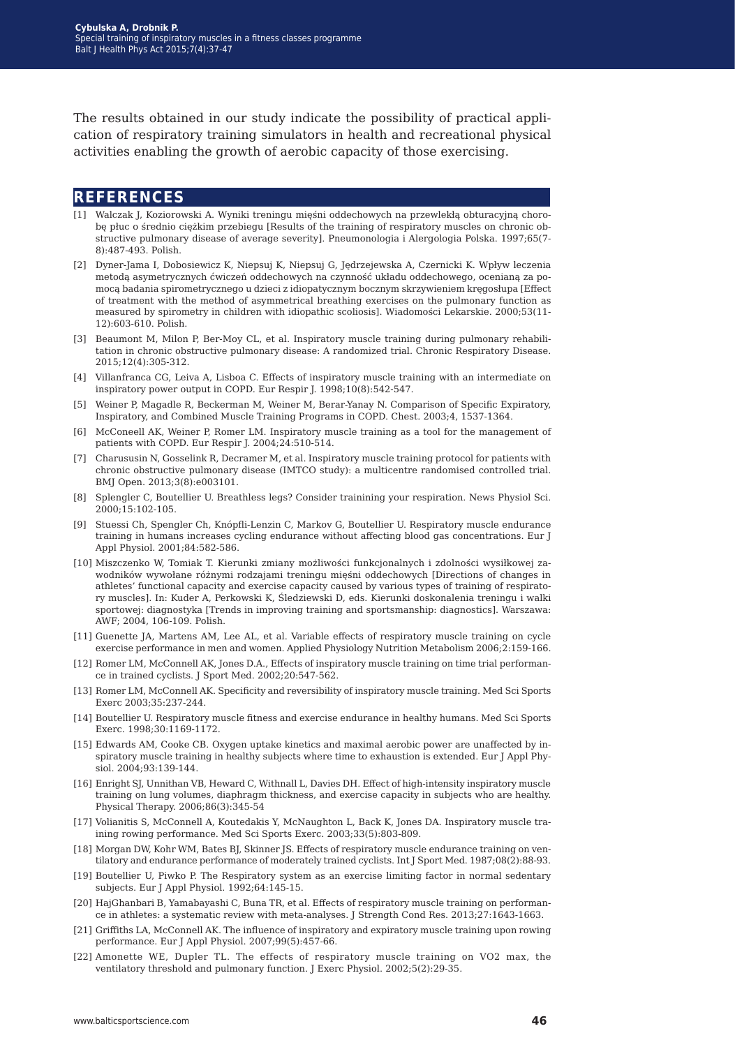The results obtained in our study indicate the possibility of practical application of respiratory training simulators in health and recreational physical activities enabling the growth of aerobic capacity of those exercising.

## REFERENCES

[1] Walczak J, Koziorowski A. Wyniki treningu mięśni oddechowych na przewlekłą obturacyjną chorobę płuc o średnio ciężkim przebiegu [Results of the training of respiratory muscles on chronic obstructive pulmonary disease of average severity]. Pneumonologia i Alergologia Polska. 1997;65(7-8):487-493. Polish.

[2] Dyner-Jama I, Dobosiewicz K, Niepsuj K, Niepsuj G, Jędrzejewska A, Czernicki K. Wpływ leczenia metodą asymetrycznych ćwiczeń oddechowych na czynność układu oddechowego, ocenianą za pomocą badania spirometrycznego u dzieci z idiopatycznym bocznym skrzywieniem kręgosłupa [Effect of treatment with the method of asymmetrical breathing exercises on the pulmonary function as measured by spirometry in children with idiopathic scoliosis]. Wiadomości Lekarskie. 2000;53(11-12):603-610. Polish.

[3] Beaumont M, Milon P, Ber-Moy CL, et al. Inspiratory muscle training during pulmonary rehabilitation in chronic obstructive pulmonary disease: A randomized trial. Chronic Respiratory Disease. 2015;12(4):305-312.

[4] Villanfranca CG, Leiva A, Lisboa C. Effects of inspiratory muscle training with an intermediate on inspiratory power output in COPD. Eur Respir J. 1998;10(8):542-547.

[5] Weiner P, Magadle R, Beckerman M, Weiner M, Berar-Yanay N. Comparison of Specific Expiratory, Inspiratory, and Combined Muscle Training Programs in COPD. Chest. 2003;4, 1537-1364.

[6] McConeell AK, Weiner P, Romer LM. Inspiratory muscle training as a tool for the management of patients with COPD. Eur Respir J. 2004;24:510-514.

[7] Charususin N, Gosselink R, Decramer M, et al. Inspiratory muscle training protocol for patients with chronic obstructive pulmonary disease (IMTCO study): a multicentre randomised controlled trial. BMJ Open. 2013;3(8):e003101.

[8] Splengler C, Boutellier U. Breathless legs? Consider trainining your respiration. News Physiol Sci. 2000;15:102-105.

[9] Stuessi Ch, Spengler Ch, Knópfli-Lenzin C, Markov G, Boutellier U. Respiratory muscle endurance training in humans increases cycling endurance without affecting blood gas concentrations. Eur J Appl Physiol. 2001;84:582-586.

[10] Miszczenko W, Tomiak T. Kierunki zmiany możliwości funkcjonalnych i zdolności wysiłkowej zawodników wywołane różnymi rodzajami treningu mięśni oddechowych [Directions of changes in athletes' functional capacity and exercise capacity caused by various types of training of respiratory muscles]. In: Kuder A, Perkowski K, Śledziewski D, eds. Kierunki doskonalenia treningu i walki sportowej: diagnostyka [Trends in improving training and sportsmanship: diagnostics]. Warszawa: AWF; 2004, 106-109. Polish.

[11] Guenette JA, Martens AM, Lee AL, et al. Variable effects of respiratory muscle training on cycle exercise performance in men and women. Applied Physiology Nutrition Metabolism 2006;2:159-166.

[12] Romer LM, McConnell AK, Jones D.A., Effects of inspiratory muscle training on time trial performance in trained cyclists. J Sport Med. 2002;20:547-562.

[13] Romer LM, McConnell AK. Specificity and reversibility of inspiratory muscle training. Med Sci Sports Exerc 2003;35:237-244.

[14] Boutellier U. Respiratory muscle fitness and exercise endurance in healthy humans. Med Sci Sports Exerc. 1998;30:1169-1172.

[15] Edwards AM, Cooke CB. Oxygen uptake kinetics and maximal aerobic power are unaffected by inspiratory muscle training in healthy subjects where time to exhaustion is extended. Eur J Appl Physiol. 2004;93:139-144.

[16] Enright SJ, Unnithan VB, Heward C, Withnall L, Davies DH. Effect of high-intensity inspiratory muscle training on lung volumes, diaphragm thickness, and exercise capacity in subjects who are healthy. Physical Therapy. 2006;86(3):345-54

[17] Volianitis S, McConnell A, Koutedakis Y, McNaughton L, Back K, Jones DA. Inspiratory muscle training rowing performance. Med Sci Sports Exerc. 2003;33(5):803-809.

[18] Morgan DW, Kohr WM, Bates BJ, Skinner JS. Effects of respiratory muscle endurance training on ventilatory and endurance performance of moderately trained cyclists. Int J Sport Med. 1987;08(2):88-93.

[19] Boutellier U, Piwko P. The Respiratory system as an exercise limiting factor in normal sedentary subjects. Eur J Appl Physiol. 1992;64:145-15.

[20] HajGhanbari B, Yamabayashi C, Buna TR, et al. Effects of respiratory muscle training on performance in athletes: a systematic review with meta-analyses. J Strength Cond Res. 2013;27:1643-1663.

[21] Griffiths LA, McConnell AK. The influence of inspiratory and expiratory muscle training upon rowing performance. Eur J Appl Physiol. 2007;99(5):457-66.

[22] Amonette WE, Dupler TL. The effects of respiratory muscle training on VO2 max, the ventilatory threshold and pulmonary function. J Exerc Physiol. 2002;5(2):29-35.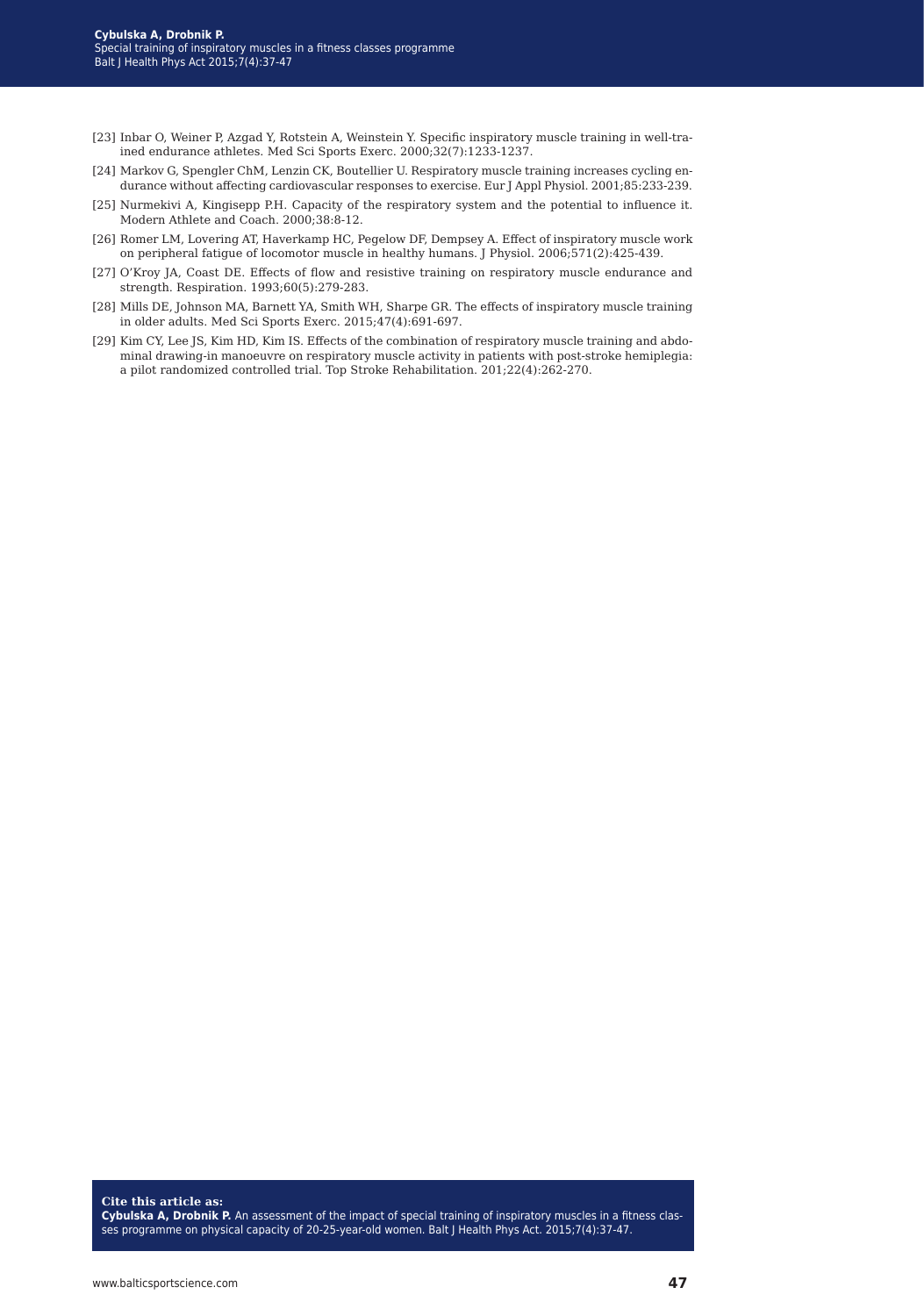[23] Inbar O, Weiner P, Azgad Y, Rotstein A, Weinstein Y. Specific inspiratory muscle training in well-trained endurance athletes. Med Sci Sports Exerc. 2000;32(7):1233-1237.

[24] Markov G, Spengler ChM, Lenzin CK, Boutellier U. Respiratory muscle training increases cycling endurance without affecting cardiovascular responses to exercise. Eur J Appl Physiol. 2001;85:233-239.

[25] Nurmekivi A, Kingisepp P.H. Capacity of the respiratory system and the potential to influence it. Modern Athlete and Coach. 2000;38:8-12.

[26] Romer LM, Lovering AT, Haverkamp HC, Pegelow DF, Dempsey A. Effect of inspiratory muscle work on peripheral fatigue of locomotor muscle in healthy humans. J Physiol. 2006;571(2):425-439.

[27] O'Kroy JA, Coast DE. Effects of flow and resistive training on respiratory muscle endurance and strength. Respiration. 1993;60(5):279-283.

[28] Mills DE, Johnson MA, Barnett YA, Smith WH, Sharpe GR. The effects of inspiratory muscle training in older adults. Med Sci Sports Exerc. 2015;47(4):691-697.

[29] Kim CY, Lee JS, Kim HD, Kim IS. Effects of the combination of respiratory muscle training and abdominal drawing-in manoeuvre on respiratory muscle activity in patients with post-stroke hemiplegia: a pilot randomized controlled trial. Top Stroke Rehabilitation. 201;22(4):262-270.

**Cite this article as:**
**Cybulska A, Drobnik P.** An assessment of the impact of special training of inspiratory muscles in a fitness classes programme on physical capacity of 20-25-year-old women. Balt J Health Phys Act. 2015;7(4):37-47.